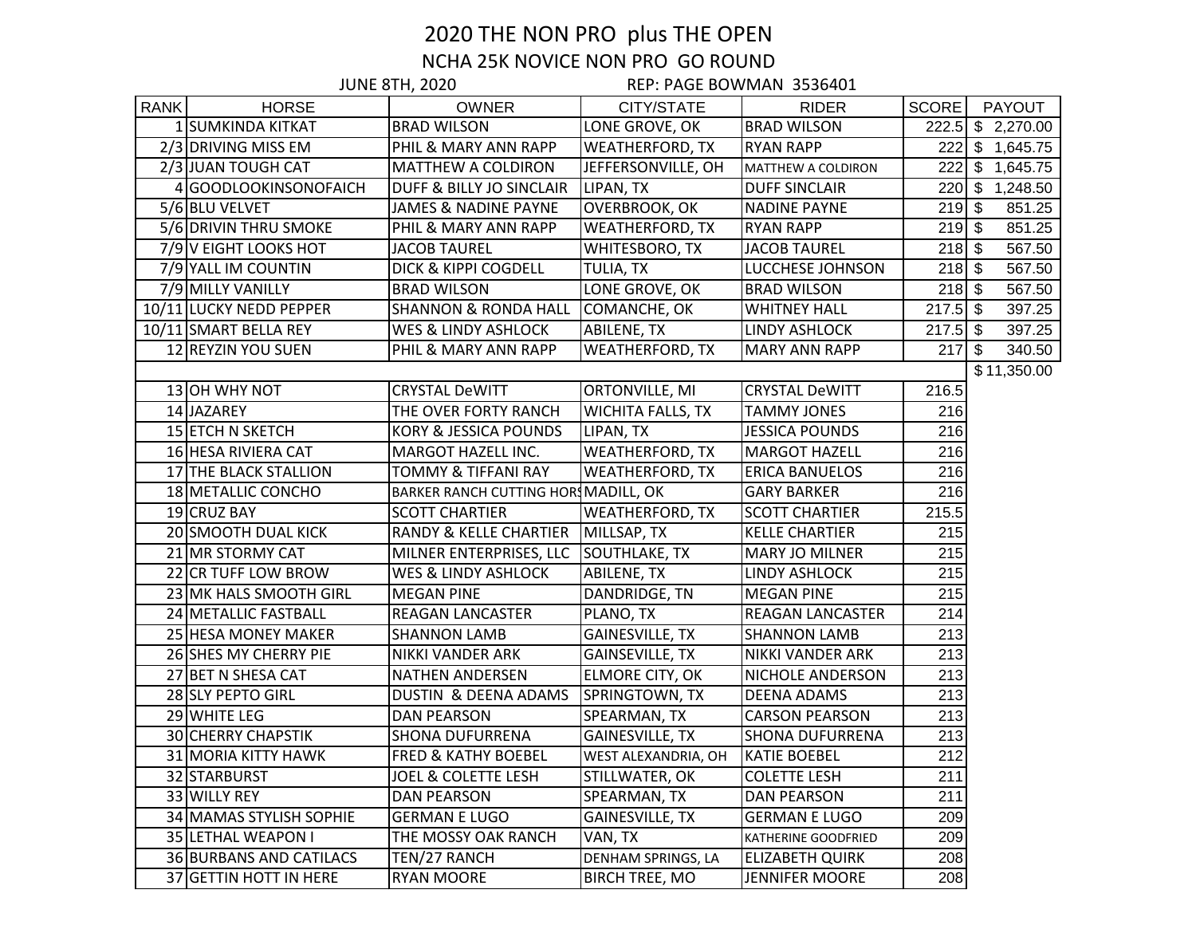# 2020 THE NON PRO plus THE OPEN

## NCHA 25K NOVICE NON PRO GO ROUND

JUNE 8TH, 2020 REP: PAGE BOWMAN 3536401

| RANK | HORSE | OWNER | CITY/STATE | RIDER | SCORE | PAYOUT |
|---|---|---|---|---|---|---|
| 1 | SUMKINDA KITKAT | BRAD WILSON | LONE GROVE, OK | BRAD WILSON | 222.5 | $ 2,270.00 |
| 2/3 | DRIVING MISS EM | PHIL & MARY ANN RAPP | WEATHERFORD, TX | RYAN RAPP | 222 | $ 1,645.75 |
| 2/3 | JUAN TOUGH CAT | MATTHEW A COLDIRON | JEFFERSONVILLE, OH | MATTHEW A COLDIRON | 222 | $ 1,645.75 |
| 4 | GOODLOOKINSONOFAICH | DUFF & BILLY JO SINCLAIR | LIPAN, TX | DUFF SINCLAIR | 220 | $ 1,248.50 |
| 5/6 | BLU VELVET | JAMES & NADINE PAYNE | OVERBROOK, OK | NADINE PAYNE | 219 | $ 851.25 |
| 5/6 | DRIVIN THRU SMOKE | PHIL & MARY ANN RAPP | WEATHERFORD, TX | RYAN RAPP | 219 | $ 851.25 |
| 7/9 | V EIGHT LOOKS HOT | JACOB TAUREL | WHITESBORO, TX | JACOB TAUREL | 218 | $ 567.50 |
| 7/9 | YALL IM COUNTIN | DICK & KIPPI COGDELL | TULIA, TX | LUCCHESE JOHNSON | 218 | $ 567.50 |
| 7/9 | MILLY VANILLY | BRAD WILSON | LONE GROVE, OK | BRAD WILSON | 218 | $ 567.50 |
| 10/11 | LUCKY NEDD PEPPER | SHANNON & RONDA HALL | COMANCHE, OK | WHITNEY HALL | 217.5 | $ 397.25 |
| 10/11 | SMART BELLA REY | WES & LINDY ASHLOCK | ABILENE, TX | LINDY ASHLOCK | 217.5 | $ 397.25 |
| 12 | REYZIN YOU SUEN | PHIL & MARY ANN RAPP | WEATHERFORD, TX | MARY ANN RAPP | 217 | $ 340.50 |
| | | | | | | $ 11,350.00 |
| 13 | OH WHY NOT | CRYSTAL DeWITT | ORTONVILLE, MI | CRYSTAL DeWITT | 216.5 | |
| 14 | JAZAREY | THE OVER FORTY RANCH | WICHITA FALLS, TX | TAMMY JONES | 216 | |
| 15 | ETCH N SKETCH | KORY & JESSICA POUNDS | LIPAN, TX | JESSICA POUNDS | 216 | |
| 16 | HESA RIVIERA CAT | MARGOT HAZELL INC. | WEATHERFORD, TX | MARGOT HAZELL | 216 | |
| 17 | THE BLACK STALLION | TOMMY & TIFFANI RAY | WEATHERFORD, TX | ERICA BANUELOS | 216 | |
| 18 | METALLIC CONCHO | BARKER RANCH CUTTING HORS | MADILL, OK | GARY BARKER | 216 | |
| 19 | CRUZ BAY | SCOTT CHARTIER | WEATHERFORD, TX | SCOTT CHARTIER | 215.5 | |
| 20 | SMOOTH DUAL KICK | RANDY & KELLE CHARTIER | MILLSAP, TX | KELLE CHARTIER | 215 | |
| 21 | MR STORMY CAT | MILNER ENTERPRISES, LLC | SOUTHLAKE, TX | MARY JO MILNER | 215 | |
| 22 | CR TUFF LOW BROW | WES & LINDY ASHLOCK | ABILENE, TX | LINDY ASHLOCK | 215 | |
| 23 | MK HALS SMOOTH GIRL | MEGAN PINE | DANDRIDGE, TN | MEGAN PINE | 215 | |
| 24 | METALLIC FASTBALL | REAGAN LANCASTER | PLANO, TX | REAGAN LANCASTER | 214 | |
| 25 | HESA MONEY MAKER | SHANNON LAMB | GAINESVILLE, TX | SHANNON LAMB | 213 | |
| 26 | SHES MY CHERRY PIE | NIKKI VANDER ARK | GAINSEVILLE, TX | NIKKI VANDER ARK | 213 | |
| 27 | BET N SHESA CAT | NATHEN ANDERSEN | ELMORE CITY, OK | NICHOLE ANDERSON | 213 | |
| 28 | SLY PEPTO GIRL | DUSTIN & DEENA ADAMS | SPRINGTOWN, TX | DEENA ADAMS | 213 | |
| 29 | WHITE LEG | DAN PEARSON | SPEARMAN, TX | CARSON PEARSON | 213 | |
| 30 | CHERRY CHAPSTIK | SHONA DUFURRENA | GAINESVILLE, TX | SHONA DUFURRENA | 213 | |
| 31 | MORIA KITTY HAWK | FRED & KATHY BOEBEL | WEST ALEXANDRIA, OH | KATIE BOEBEL | 212 | |
| 32 | STARBURST | JOEL & COLETTE LESH | STILLWATER, OK | COLETTE LESH | 211 | |
| 33 | WILLY REY | DAN PEARSON | SPEARMAN, TX | DAN PEARSON | 211 | |
| 34 | MAMAS STYLISH SOPHIE | GERMAN E LUGO | GAINESVILLE, TX | GERMAN E LUGO | 209 | |
| 35 | LETHAL WEAPON I | THE MOSSY OAK RANCH | VAN, TX | KATHERINE GOODFRIED | 209 | |
| 36 | BURBANS AND CATILACS | TEN/27 RANCH | DENHAM SPRINGS, LA | ELIZABETH QUIRK | 208 | |
| 37 | GETTIN HOTT IN HERE | RYAN MOORE | BIRCH TREE, MO | JENNIFER MOORE | 208 | |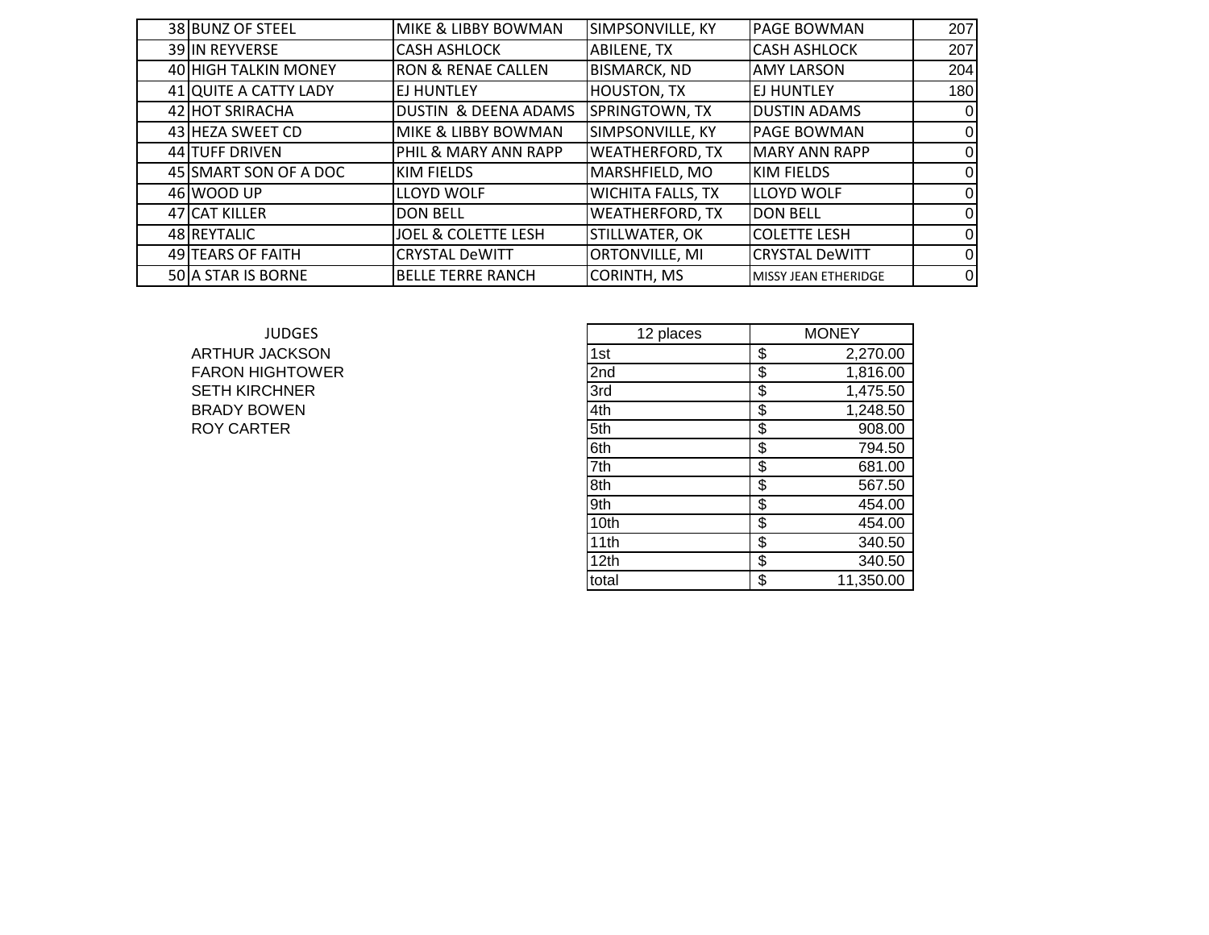| | | | | | |
|---|---|---|---|---|---|
| 38 | BUNZ OF STEEL | MIKE & LIBBY BOWMAN | SIMPSONVILLE, KY | PAGE BOWMAN | 207 |
| 39 | IN REYVERSE | CASH ASHLOCK | ABILENE, TX | CASH ASHLOCK | 207 |
| 40 | HIGH TALKIN MONEY | RON & RENAE CALLEN | BISMARCK, ND | AMY LARSON | 204 |
| 41 | QUITE A CATTY LADY | EJ HUNTLEY | HOUSTON, TX | EJ HUNTLEY | 180 |
| 42 | HOT SRIRACHA | DUSTIN & DEENA ADAMS | SPRINGTOWN, TX | DUSTIN ADAMS | 0 |
| 43 | HEZA SWEET CD | MIKE & LIBBY BOWMAN | SIMPSONVILLE, KY | PAGE BOWMAN | 0 |
| 44 | TUFF DRIVEN | PHIL & MARY ANN RAPP | WEATHERFORD, TX | MARY ANN RAPP | 0 |
| 45 | SMART SON OF A DOC | KIM FIELDS | MARSHFIELD, MO | KIM FIELDS | 0 |
| 46 | WOOD UP | LLOYD WOLF | WICHITA FALLS, TX | LLOYD WOLF | 0 |
| 47 | CAT KILLER | DON BELL | WEATHERFORD, TX | DON BELL | 0 |
| 48 | REYTALIC | JOEL & COLETTE LESH | STILLWATER, OK | COLETTE LESH | 0 |
| 49 | TEARS OF FAITH | CRYSTAL DeWITT | ORTONVILLE, MI | CRYSTAL DeWITT | 0 |
| 50 | A STAR IS BORNE | BELLE TERRE RANCH | CORINTH, MS | MISSY JEAN ETHERIDGE | 0 |

JUDGES

ARTHUR JACKSON
FARON HIGHTOWER
SETH KIRCHNER
BRADY BOWEN
ROY CARTER

| 12 places | MONEY |
|---|---|
| 1st | $ 2,270.00 |
| 2nd | $ 1,816.00 |
| 3rd | $ 1,475.50 |
| 4th | $ 1,248.50 |
| 5th | $ 908.00 |
| 6th | $ 794.50 |
| 7th | $ 681.00 |
| 8th | $ 567.50 |
| 9th | $ 454.00 |
| 10th | $ 454.00 |
| 11th | $ 340.50 |
| 12th | $ 340.50 |
| total | $ 11,350.00 |